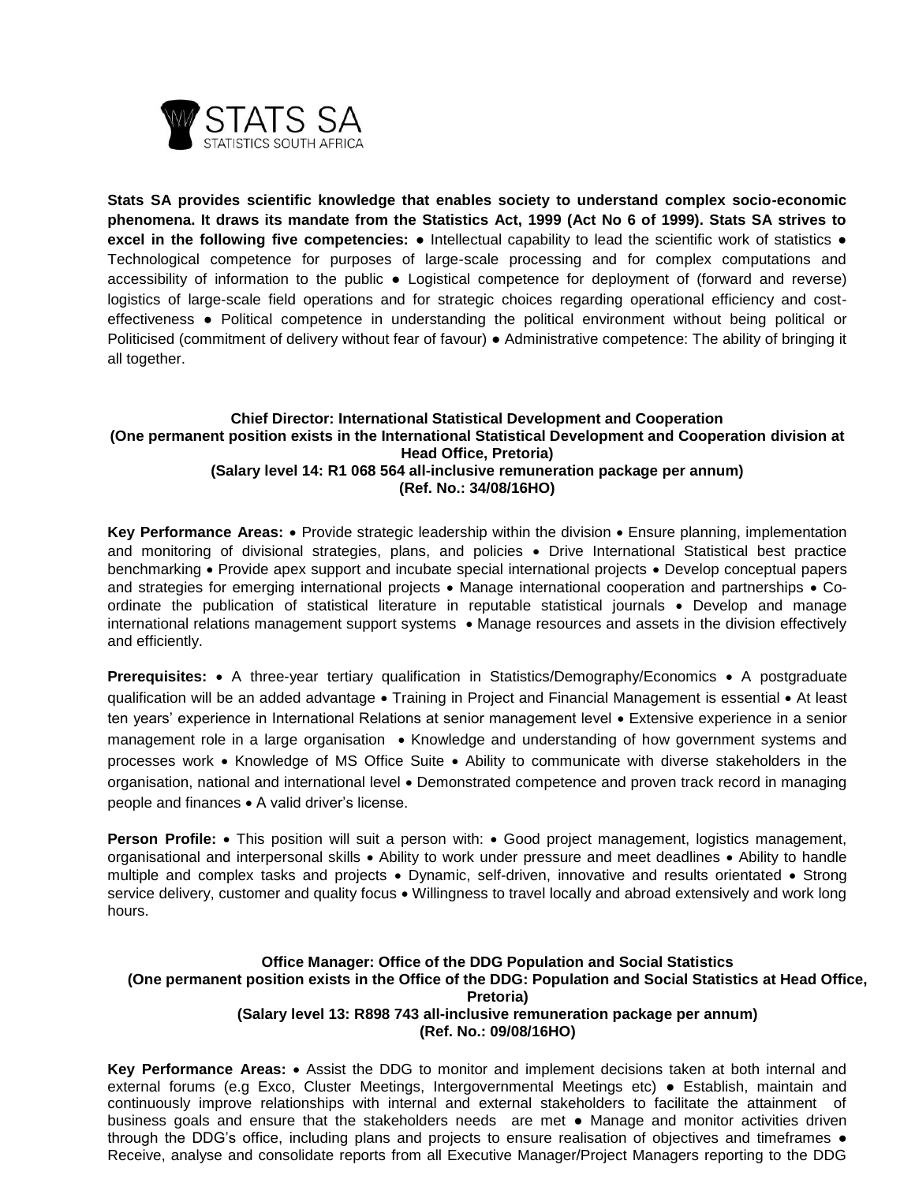STATS SA
STATISTICS SOUTH AFRICA

**Stats SA provides scientific knowledge that enables society to understand complex socio-economic phenomena. It draws its mandate from the Statistics Act, 1999 (Act No 6 of 1999). Stats SA strives to excel in the following five competencies:** ● Intellectual capability to lead the scientific work of statistics ● Technological competence for purposes of large-scale processing and for complex computations and accessibility of information to the public ● Logistical competence for deployment of (forward and reverse) logistics of large-scale field operations and for strategic choices regarding operational efficiency and cost-effectiveness ● Political competence in understanding the political environment without being political or Politicised (commitment of delivery without fear of favour) ● Administrative competence: The ability of bringing it all together.

**Chief Director: International Statistical Development and Cooperation**
**(One permanent position exists in the International Statistical Development and Cooperation division at Head Office, Pretoria)**
**(Salary level 14: R1 068 564 all-inclusive remuneration package per annum)**
**(Ref. No.: 34/08/16HO)**

**Key Performance Areas:** • Provide strategic leadership within the division • Ensure planning, implementation and monitoring of divisional strategies, plans, and policies • Drive International Statistical best practice benchmarking • Provide apex support and incubate special international projects • Develop conceptual papers and strategies for emerging international projects • Manage international cooperation and partnerships • Co-ordinate the publication of statistical literature in reputable statistical journals • Develop and manage international relations management support systems • Manage resources and assets in the division effectively and efficiently.

**Prerequisites:** • A three-year tertiary qualification in Statistics/Demography/Economics • A postgraduate qualification will be an added advantage • Training in Project and Financial Management is essential • At least ten years' experience in International Relations at senior management level • Extensive experience in a senior management role in a large organisation • Knowledge and understanding of how government systems and processes work • Knowledge of MS Office Suite • Ability to communicate with diverse stakeholders in the organisation, national and international level • Demonstrated competence and proven track record in managing people and finances • A valid driver's license.

**Person Profile:** • This position will suit a person with: • Good project management, logistics management, organisational and interpersonal skills • Ability to work under pressure and meet deadlines • Ability to handle multiple and complex tasks and projects • Dynamic, self-driven, innovative and results orientated • Strong service delivery, customer and quality focus • Willingness to travel locally and abroad extensively and work long hours.

**Office Manager: Office of the DDG Population and Social Statistics**
**(One permanent position exists in the Office of the DDG: Population and Social Statistics at Head Office, Pretoria)**
**(Salary level 13: R898 743 all-inclusive remuneration package per annum)**
**(Ref. No.: 09/08/16HO)**

**Key Performance Areas:** • Assist the DDG to monitor and implement decisions taken at both internal and external forums (e.g Exco, Cluster Meetings, Intergovernmental Meetings etc) ● Establish, maintain and continuously improve relationships with internal and external stakeholders to facilitate the attainment of business goals and ensure that the stakeholders needs are met ● Manage and monitor activities driven through the DDG's office, including plans and projects to ensure realisation of objectives and timeframes ● Receive, analyse and consolidate reports from all Executive Manager/Project Managers reporting to the DDG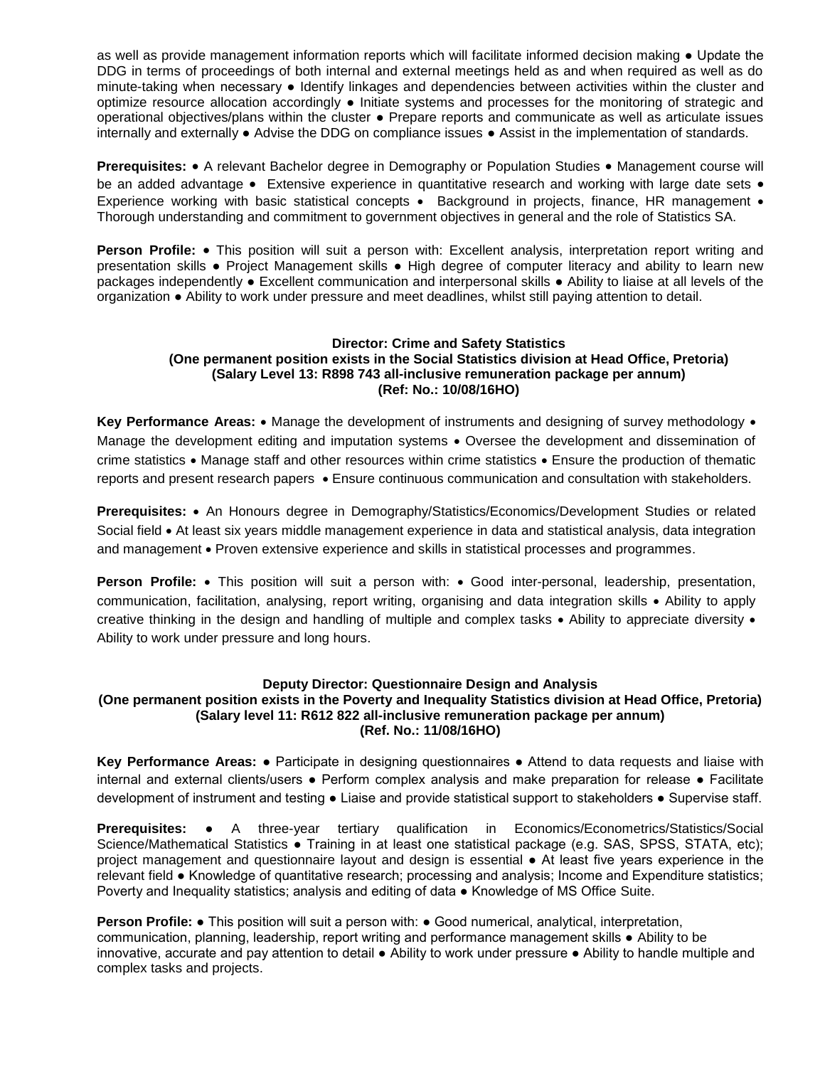as well as provide management information reports which will facilitate informed decision making ● Update the DDG in terms of proceedings of both internal and external meetings held as and when required as well as do minute-taking when necessary ● Identify linkages and dependencies between activities within the cluster and optimize resource allocation accordingly ● Initiate systems and processes for the monitoring of strategic and operational objectives/plans within the cluster ● Prepare reports and communicate as well as articulate issues internally and externally ● Advise the DDG on compliance issues ● Assist in the implementation of standards.

**Prerequisites:** • A relevant Bachelor degree in Demography or Population Studies • Management course will be an added advantage • Extensive experience in quantitative research and working with large date sets • Experience working with basic statistical concepts • Background in projects, finance, HR management • Thorough understanding and commitment to government objectives in general and the role of Statistics SA.

**Person Profile:** • This position will suit a person with: Excellent analysis, interpretation report writing and presentation skills ● Project Management skills ● High degree of computer literacy and ability to learn new packages independently ● Excellent communication and interpersonal skills ● Ability to liaise at all levels of the organization ● Ability to work under pressure and meet deadlines, whilst still paying attention to detail.

**Director: Crime and Safety Statistics**
**(One permanent position exists in the Social Statistics division at Head Office, Pretoria)**
**(Salary Level 13: R898 743 all-inclusive remuneration package per annum)**
**(Ref: No.: 10/08/16HO)**

**Key Performance Areas:** • Manage the development of instruments and designing of survey methodology • Manage the development editing and imputation systems • Oversee the development and dissemination of crime statistics • Manage staff and other resources within crime statistics • Ensure the production of thematic reports and present research papers • Ensure continuous communication and consultation with stakeholders.

**Prerequisites:** • An Honours degree in Demography/Statistics/Economics/Development Studies or related Social field • At least six years middle management experience in data and statistical analysis, data integration and management • Proven extensive experience and skills in statistical processes and programmes.

**Person Profile:** • This position will suit a person with: • Good inter-personal, leadership, presentation, communication, facilitation, analysing, report writing, organising and data integration skills • Ability to apply creative thinking in the design and handling of multiple and complex tasks • Ability to appreciate diversity • Ability to work under pressure and long hours.

**Deputy Director: Questionnaire Design and Analysis**
**(One permanent position exists in the Poverty and Inequality Statistics division at Head Office, Pretoria)**
**(Salary level 11: R612 822 all-inclusive remuneration package per annum)**
**(Ref. No.: 11/08/16HO)**

**Key Performance Areas:** ● Participate in designing questionnaires ● Attend to data requests and liaise with internal and external clients/users ● Perform complex analysis and make preparation for release ● Facilitate development of instrument and testing ● Liaise and provide statistical support to stakeholders ● Supervise staff.

**Prerequisites:** ● A three-year tertiary qualification in Economics/Econometrics/Statistics/Social Science/Mathematical Statistics ● Training in at least one statistical package (e.g. SAS, SPSS, STATA, etc); project management and questionnaire layout and design is essential ● At least five years experience in the relevant field ● Knowledge of quantitative research; processing and analysis; Income and Expenditure statistics; Poverty and Inequality statistics; analysis and editing of data ● Knowledge of MS Office Suite.

**Person Profile:** ● This position will suit a person with: ● Good numerical, analytical, interpretation, communication, planning, leadership, report writing and performance management skills ● Ability to be innovative, accurate and pay attention to detail ● Ability to work under pressure ● Ability to handle multiple and complex tasks and projects.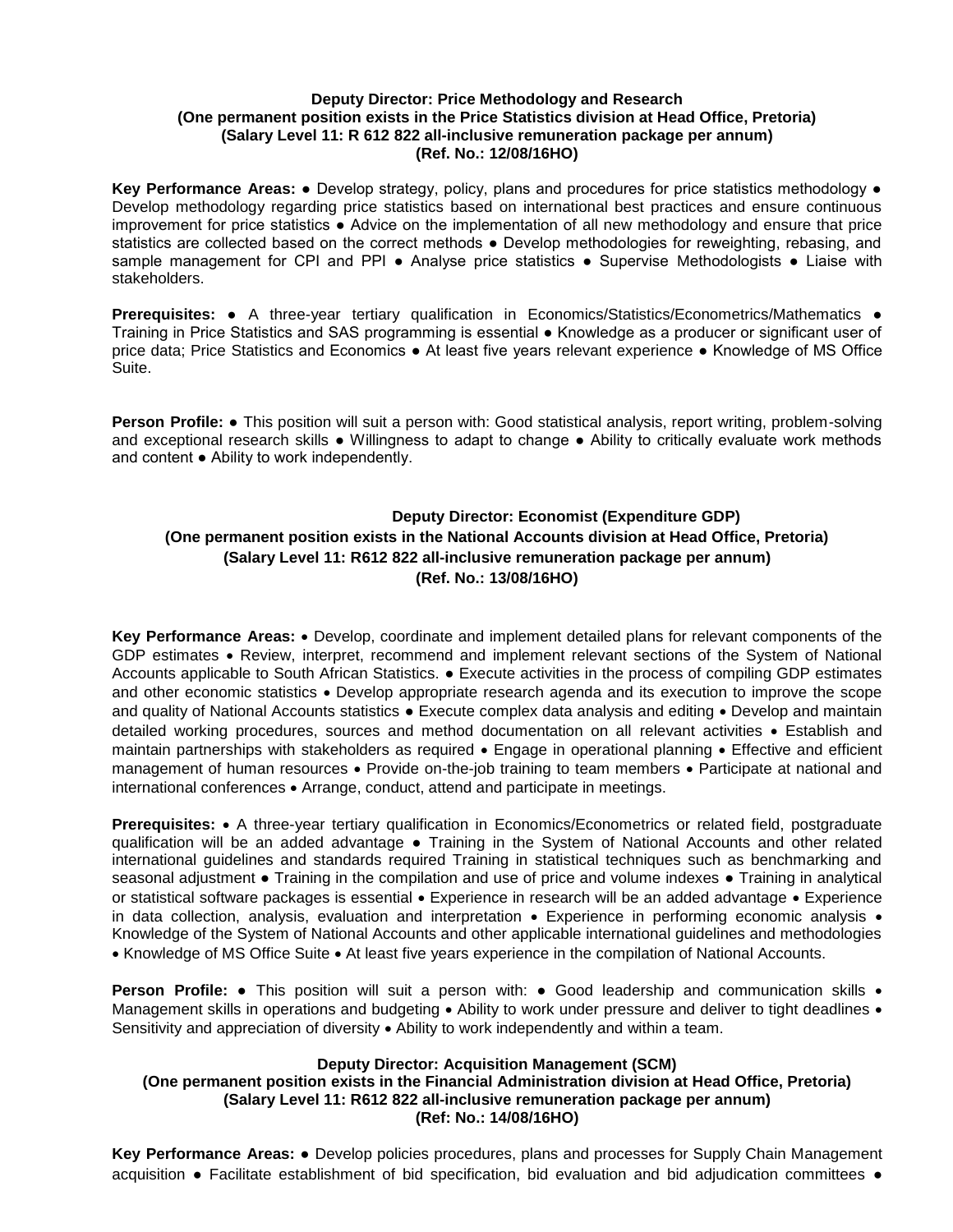**Deputy Director: Price Methodology and Research**
**(One permanent position exists in the Price Statistics division at Head Office, Pretoria)**
**(Salary Level 11: R 612 822 all-inclusive remuneration package per annum)**
**(Ref. No.: 12/08/16HO)**

**Key Performance Areas:** ● Develop strategy, policy, plans and procedures for price statistics methodology ● Develop methodology regarding price statistics based on international best practices and ensure continuous improvement for price statistics ● Advice on the implementation of all new methodology and ensure that price statistics are collected based on the correct methods ● Develop methodologies for reweighting, rebasing, and sample management for CPI and PPI ● Analyse price statistics ● Supervise Methodologists ● Liaise with stakeholders.

**Prerequisites:** ● A three-year tertiary qualification in Economics/Statistics/Econometrics/Mathematics ● Training in Price Statistics and SAS programming is essential ● Knowledge as a producer or significant user of price data; Price Statistics and Economics ● At least five years relevant experience ● Knowledge of MS Office Suite.

**Person Profile:** ● This position will suit a person with: Good statistical analysis, report writing, problem-solving and exceptional research skills ● Willingness to adapt to change ● Ability to critically evaluate work methods and content ● Ability to work independently.

**Deputy Director: Economist (Expenditure GDP)**
**(One permanent position exists in the National Accounts division at Head Office, Pretoria)**
**(Salary Level 11: R612 822 all-inclusive remuneration package per annum)**
**(Ref. No.: 13/08/16HO)**

**Key Performance Areas:** • Develop, coordinate and implement detailed plans for relevant components of the GDP estimates • Review, interpret, recommend and implement relevant sections of the System of National Accounts applicable to South African Statistics. ● Execute activities in the process of compiling GDP estimates and other economic statistics • Develop appropriate research agenda and its execution to improve the scope and quality of National Accounts statistics ● Execute complex data analysis and editing • Develop and maintain detailed working procedures, sources and method documentation on all relevant activities • Establish and maintain partnerships with stakeholders as required • Engage in operational planning • Effective and efficient management of human resources • Provide on-the-job training to team members • Participate at national and international conferences • Arrange, conduct, attend and participate in meetings.

**Prerequisites:** • A three-year tertiary qualification in Economics/Econometrics or related field, postgraduate qualification will be an added advantage ● Training in the System of National Accounts and other related international guidelines and standards required Training in statistical techniques such as benchmarking and seasonal adjustment ● Training in the compilation and use of price and volume indexes ● Training in analytical or statistical software packages is essential • Experience in research will be an added advantage • Experience in data collection, analysis, evaluation and interpretation • Experience in performing economic analysis • Knowledge of the System of National Accounts and other applicable international guidelines and methodologies • Knowledge of MS Office Suite • At least five years experience in the compilation of National Accounts.

**Person Profile:** ● This position will suit a person with: ● Good leadership and communication skills • Management skills in operations and budgeting • Ability to work under pressure and deliver to tight deadlines • Sensitivity and appreciation of diversity • Ability to work independently and within a team.

**Deputy Director: Acquisition Management (SCM)**
**(One permanent position exists in the Financial Administration division at Head Office, Pretoria)**
**(Salary Level 11: R612 822 all-inclusive remuneration package per annum)**
**(Ref: No.: 14/08/16HO)**

**Key Performance Areas:** ● Develop policies procedures, plans and processes for Supply Chain Management acquisition ● Facilitate establishment of bid specification, bid evaluation and bid adjudication committees ●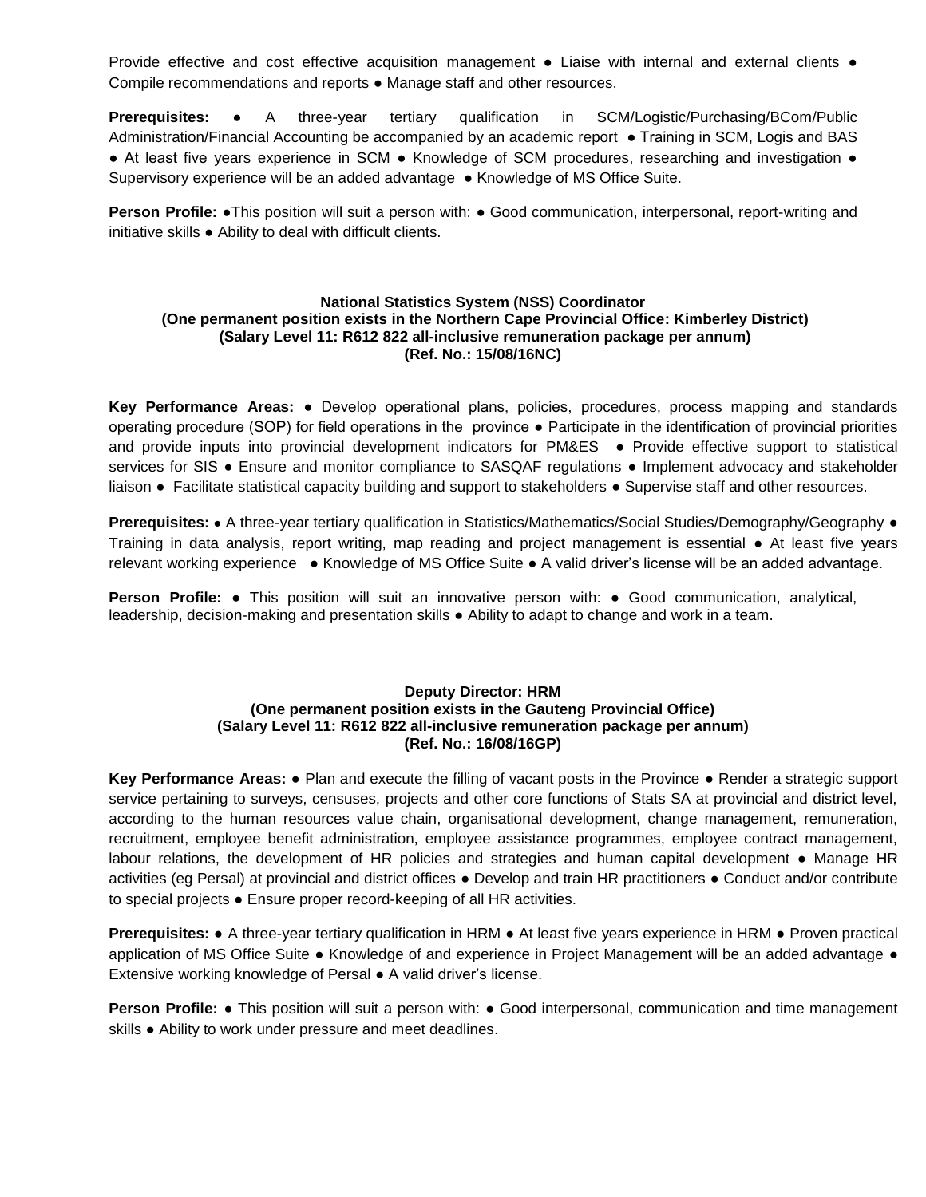Provide effective and cost effective acquisition management ● Liaise with internal and external clients ● Compile recommendations and reports ● Manage staff and other resources.

**Prerequisites:** ● A three-year tertiary qualification in SCM/Logistic/Purchasing/BCom/Public Administration/Financial Accounting be accompanied by an academic report ● Training in SCM, Logis and BAS ● At least five years experience in SCM ● Knowledge of SCM procedures, researching and investigation ● Supervisory experience will be an added advantage ● Knowledge of MS Office Suite.

**Person Profile:** ●This position will suit a person with: ● Good communication, interpersonal, report-writing and initiative skills ● Ability to deal with difficult clients.

**National Statistics System (NSS) Coordinator**
**(One permanent position exists in the Northern Cape Provincial Office: Kimberley District)**
**(Salary Level 11: R612 822 all-inclusive remuneration package per annum)**
**(Ref. No.: 15/08/16NC)**

**Key Performance Areas:** ● Develop operational plans, policies, procedures, process mapping and standards operating procedure (SOP) for field operations in the province ● Participate in the identification of provincial priorities and provide inputs into provincial development indicators for PM&ES ● Provide effective support to statistical services for SIS ● Ensure and monitor compliance to SASQAF regulations ● Implement advocacy and stakeholder liaison ● Facilitate statistical capacity building and support to stakeholders ● Supervise staff and other resources.

**Prerequisites:** ● A three-year tertiary qualification in Statistics/Mathematics/Social Studies/Demography/Geography ● Training in data analysis, report writing, map reading and project management is essential ● At least five years relevant working experience ● Knowledge of MS Office Suite ● A valid driver's license will be an added advantage.

**Person Profile:** ● This position will suit an innovative person with: ● Good communication, analytical, leadership, decision-making and presentation skills ● Ability to adapt to change and work in a team.

**Deputy Director: HRM**
**(One permanent position exists in the Gauteng Provincial Office)**
**(Salary Level 11: R612 822 all-inclusive remuneration package per annum)**
**(Ref. No.: 16/08/16GP)**

**Key Performance Areas:** ● Plan and execute the filling of vacant posts in the Province ● Render a strategic support service pertaining to surveys, censuses, projects and other core functions of Stats SA at provincial and district level, according to the human resources value chain, organisational development, change management, remuneration, recruitment, employee benefit administration, employee assistance programmes, employee contract management, labour relations, the development of HR policies and strategies and human capital development ● Manage HR activities (eg Persal) at provincial and district offices ● Develop and train HR practitioners ● Conduct and/or contribute to special projects ● Ensure proper record-keeping of all HR activities.

**Prerequisites:** ● A three-year tertiary qualification in HRM ● At least five years experience in HRM ● Proven practical application of MS Office Suite ● Knowledge of and experience in Project Management will be an added advantage ● Extensive working knowledge of Persal ● A valid driver's license.

**Person Profile:** ● This position will suit a person with: ● Good interpersonal, communication and time management skills ● Ability to work under pressure and meet deadlines.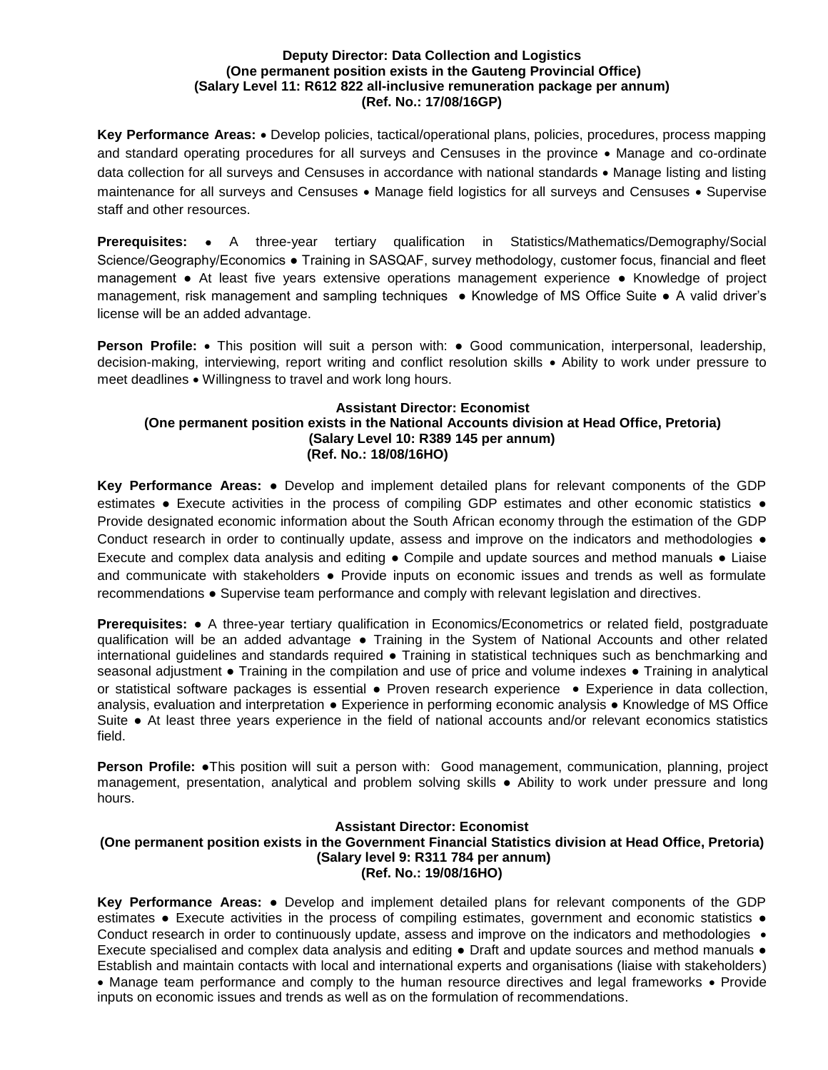**Deputy Director: Data Collection and Logistics**
**(One permanent position exists in the Gauteng Provincial Office)**
**(Salary Level 11: R612 822 all-inclusive remuneration package per annum)**
**(Ref. No.: 17/08/16GP)**

**Key Performance Areas:** • Develop policies, tactical/operational plans, policies, procedures, process mapping and standard operating procedures for all surveys and Censuses in the province • Manage and co-ordinate data collection for all surveys and Censuses in accordance with national standards • Manage listing and listing maintenance for all surveys and Censuses • Manage field logistics for all surveys and Censuses • Supervise staff and other resources.

**Prerequisites:** ● A three-year tertiary qualification in Statistics/Mathematics/Demography/Social Science/Geography/Economics ● Training in SASQAF, survey methodology, customer focus, financial and fleet management ● At least five years extensive operations management experience ● Knowledge of project management, risk management and sampling techniques ● Knowledge of MS Office Suite ● A valid driver's license will be an added advantage.

**Person Profile:** • This position will suit a person with: ● Good communication, interpersonal, leadership, decision-making, interviewing, report writing and conflict resolution skills • Ability to work under pressure to meet deadlines • Willingness to travel and work long hours.

**Assistant Director: Economist**
**(One permanent position exists in the National Accounts division at Head Office, Pretoria)**
**(Salary Level 10: R389 145 per annum)**
**(Ref. No.: 18/08/16HO)**

**Key Performance Areas:** ● Develop and implement detailed plans for relevant components of the GDP estimates ● Execute activities in the process of compiling GDP estimates and other economic statistics ● Provide designated economic information about the South African economy through the estimation of the GDP Conduct research in order to continually update, assess and improve on the indicators and methodologies ● Execute and complex data analysis and editing ● Compile and update sources and method manuals ● Liaise and communicate with stakeholders ● Provide inputs on economic issues and trends as well as formulate recommendations ● Supervise team performance and comply with relevant legislation and directives.

**Prerequisites:** ● A three-year tertiary qualification in Economics/Econometrics or related field, postgraduate qualification will be an added advantage ● Training in the System of National Accounts and other related international guidelines and standards required ● Training in statistical techniques such as benchmarking and seasonal adjustment ● Training in the compilation and use of price and volume indexes ● Training in analytical or statistical software packages is essential ● Proven research experience ● Experience in data collection, analysis, evaluation and interpretation ● Experience in performing economic analysis ● Knowledge of MS Office Suite ● At least three years experience in the field of national accounts and/or relevant economics statistics field.

**Person Profile:** ●This position will suit a person with: Good management, communication, planning, project management, presentation, analytical and problem solving skills ● Ability to work under pressure and long hours.

**Assistant Director: Economist**
**(One permanent position exists in the Government Financial Statistics division at Head Office, Pretoria)**
**(Salary level 9: R311 784 per annum)**
**(Ref. No.: 19/08/16HO)**

**Key Performance Areas:** ● Develop and implement detailed plans for relevant components of the GDP estimates ● Execute activities in the process of compiling estimates, government and economic statistics ● Conduct research in order to continuously update, assess and improve on the indicators and methodologies • Execute specialised and complex data analysis and editing ● Draft and update sources and method manuals ● Establish and maintain contacts with local and international experts and organisations (liaise with stakeholders) • Manage team performance and comply to the human resource directives and legal frameworks • Provide inputs on economic issues and trends as well as on the formulation of recommendations.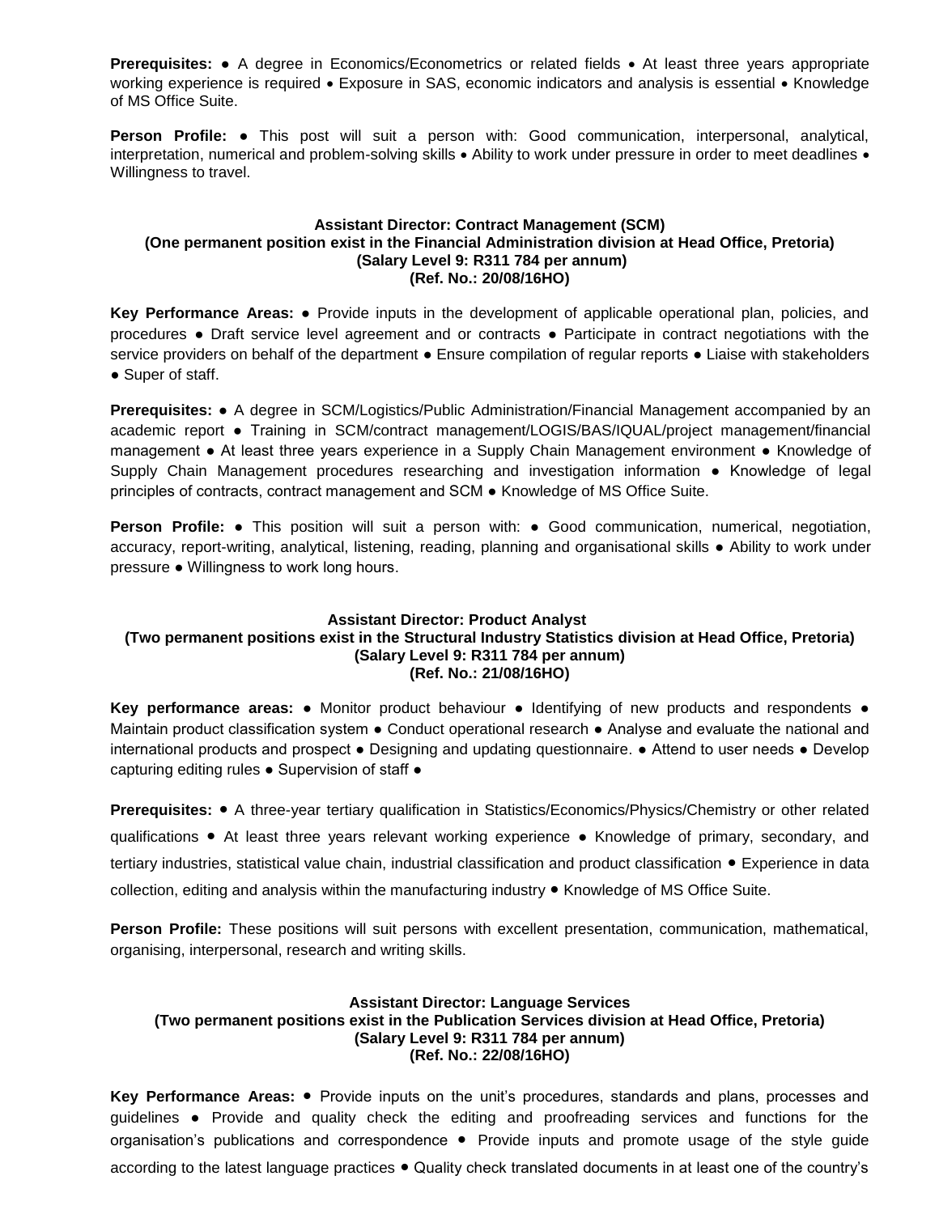**Prerequisites:** ● A degree in Economics/Econometrics or related fields • At least three years appropriate working experience is required • Exposure in SAS, economic indicators and analysis is essential • Knowledge of MS Office Suite.

**Person Profile:** ● This post will suit a person with: Good communication, interpersonal, analytical, interpretation, numerical and problem-solving skills • Ability to work under pressure in order to meet deadlines • Willingness to travel.

**Assistant Director: Contract Management (SCM)**
**(One permanent position exist in the Financial Administration division at Head Office, Pretoria)**
**(Salary Level 9: R311 784 per annum)**
**(Ref. No.: 20/08/16HO)**

**Key Performance Areas:** ● Provide inputs in the development of applicable operational plan, policies, and procedures ● Draft service level agreement and or contracts ● Participate in contract negotiations with the service providers on behalf of the department ● Ensure compilation of regular reports ● Liaise with stakeholders ● Super of staff.

**Prerequisites:** ● A degree in SCM/Logistics/Public Administration/Financial Management accompanied by an academic report ● Training in SCM/contract management/LOGIS/BAS/IQUAL/project management/financial management ● At least three years experience in a Supply Chain Management environment ● Knowledge of Supply Chain Management procedures researching and investigation information ● Knowledge of legal principles of contracts, contract management and SCM ● Knowledge of MS Office Suite.

**Person Profile:** ● This position will suit a person with: ● Good communication, numerical, negotiation, accuracy, report-writing, analytical, listening, reading, planning and organisational skills ● Ability to work under pressure ● Willingness to work long hours.

**Assistant Director: Product Analyst**
**(Two permanent positions exist in the Structural Industry Statistics division at Head Office, Pretoria)**
**(Salary Level 9: R311 784 per annum)**
**(Ref. No.: 21/08/16HO)**

**Key performance areas:** ● Monitor product behaviour ● Identifying of new products and respondents ● Maintain product classification system ● Conduct operational research ● Analyse and evaluate the national and international products and prospect ● Designing and updating questionnaire. ● Attend to user needs ● Develop capturing editing rules ● Supervision of staff ●

**Prerequisites:** ● A three-year tertiary qualification in Statistics/Economics/Physics/Chemistry or other related qualifications ● At least three years relevant working experience ● Knowledge of primary, secondary, and tertiary industries, statistical value chain, industrial classification and product classification ● Experience in data collection, editing and analysis within the manufacturing industry ● Knowledge of MS Office Suite.

**Person Profile:** These positions will suit persons with excellent presentation, communication, mathematical, organising, interpersonal, research and writing skills.

**Assistant Director: Language Services**
**(Two permanent positions exist in the Publication Services division at Head Office, Pretoria)**
**(Salary Level 9: R311 784 per annum)**
**(Ref. No.: 22/08/16HO)**

**Key Performance Areas:** ● Provide inputs on the unit's procedures, standards and plans, processes and guidelines ● Provide and quality check the editing and proofreading services and functions for the organisation's publications and correspondence ● Provide inputs and promote usage of the style guide according to the latest language practices ● Quality check translated documents in at least one of the country's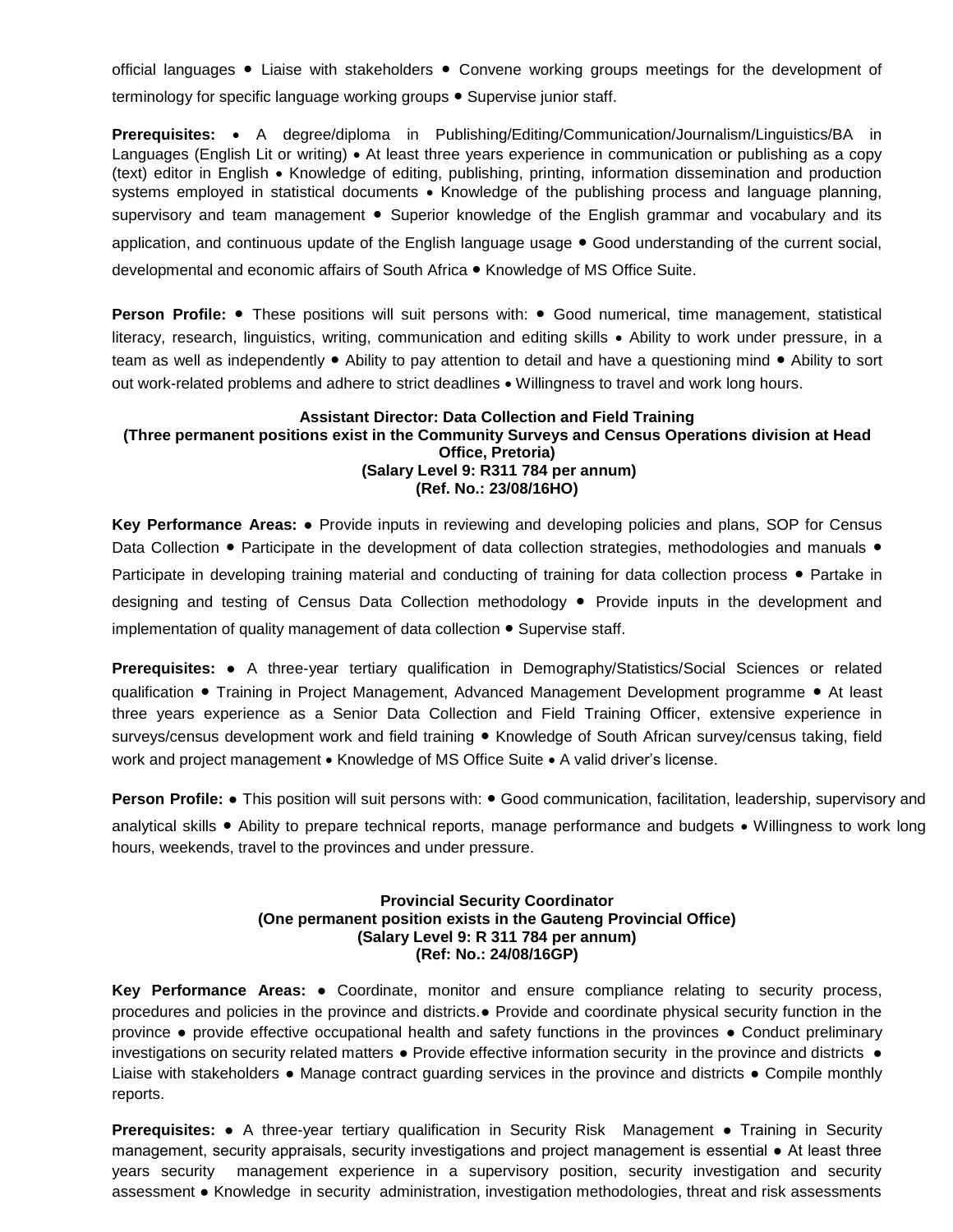official languages • Liaise with stakeholders • Convene working groups meetings for the development of terminology for specific language working groups • Supervise junior staff.

**Prerequisites:** • A degree/diploma in Publishing/Editing/Communication/Journalism/Linguistics/BA in Languages (English Lit or writing) • At least three years experience in communication or publishing as a copy (text) editor in English • Knowledge of editing, publishing, printing, information dissemination and production systems employed in statistical documents • Knowledge of the publishing process and language planning, supervisory and team management • Superior knowledge of the English grammar and vocabulary and its application, and continuous update of the English language usage • Good understanding of the current social, developmental and economic affairs of South Africa • Knowledge of MS Office Suite.

**Person Profile:** • These positions will suit persons with: • Good numerical, time management, statistical literacy, research, linguistics, writing, communication and editing skills • Ability to work under pressure, in a team as well as independently • Ability to pay attention to detail and have a questioning mind • Ability to sort out work-related problems and adhere to strict deadlines • Willingness to travel and work long hours.

**Assistant Director: Data Collection and Field Training**
**(Three permanent positions exist in the Community Surveys and Census Operations division at Head Office, Pretoria)**
**(Salary Level 9: R311 784 per annum)**
**(Ref. No.: 23/08/16HO)**

**Key Performance Areas:** • Provide inputs in reviewing and developing policies and plans, SOP for Census Data Collection • Participate in the development of data collection strategies, methodologies and manuals • Participate in developing training material and conducting of training for data collection process • Partake in designing and testing of Census Data Collection methodology • Provide inputs in the development and implementation of quality management of data collection • Supervise staff.

**Prerequisites:** • A three-year tertiary qualification in Demography/Statistics/Social Sciences or related qualification • Training in Project Management, Advanced Management Development programme • At least three years experience as a Senior Data Collection and Field Training Officer, extensive experience in surveys/census development work and field training • Knowledge of South African survey/census taking, field work and project management • Knowledge of MS Office Suite • A valid driver's license.

**Person Profile:** • This position will suit persons with: • Good communication, facilitation, leadership, supervisory and analytical skills • Ability to prepare technical reports, manage performance and budgets • Willingness to work long hours, weekends, travel to the provinces and under pressure.

**Provincial Security Coordinator**
**(One permanent position exists in the Gauteng Provincial Office)**
**(Salary Level 9: R 311 784 per annum)**
**(Ref: No.: 24/08/16GP)**

**Key Performance Areas:** • Coordinate, monitor and ensure compliance relating to security process, procedures and policies in the province and districts.• Provide and coordinate physical security function in the province • provide effective occupational health and safety functions in the provinces • Conduct preliminary investigations on security related matters • Provide effective information security in the province and districts • Liaise with stakeholders • Manage contract guarding services in the province and districts • Compile monthly reports.

**Prerequisites:** • A three-year tertiary qualification in Security Risk Management • Training in Security management, security appraisals, security investigations and project management is essential • At least three years security management experience in a supervisory position, security investigation and security assessment • Knowledge in security administration, investigation methodologies, threat and risk assessments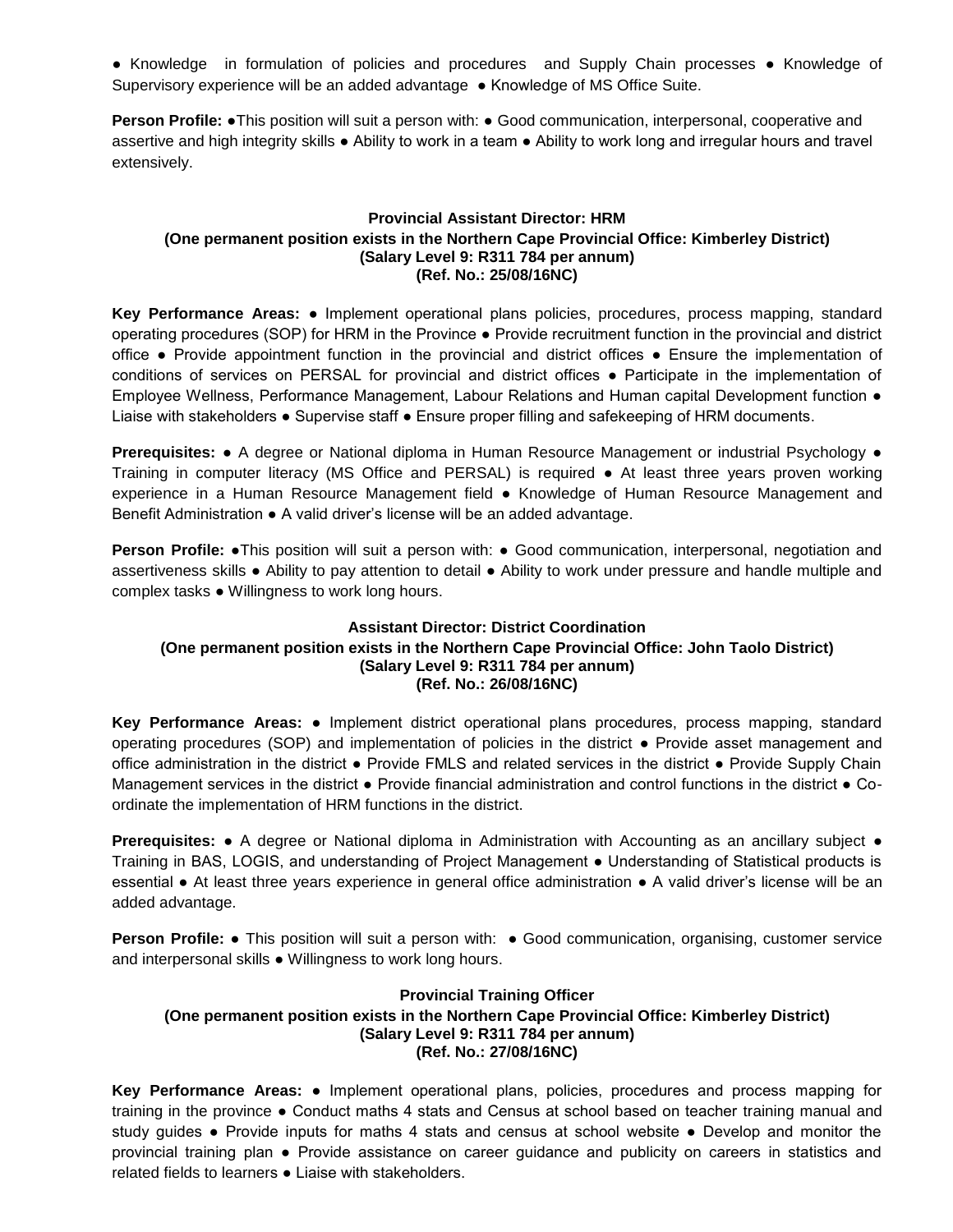● Knowledge in formulation of policies and procedures and Supply Chain processes ● Knowledge of Supervisory experience will be an added advantage ● Knowledge of MS Office Suite.

**Person Profile:** ●This position will suit a person with: ● Good communication, interpersonal, cooperative and assertive and high integrity skills ● Ability to work in a team ● Ability to work long and irregular hours and travel extensively.

**Provincial Assistant Director: HRM**
**(One permanent position exists in the Northern Cape Provincial Office: Kimberley District)**
**(Salary Level 9: R311 784 per annum)**
**(Ref. No.: 25/08/16NC)**

**Key Performance Areas:** ● Implement operational plans policies, procedures, process mapping, standard operating procedures (SOP) for HRM in the Province ● Provide recruitment function in the provincial and district office ● Provide appointment function in the provincial and district offices ● Ensure the implementation of conditions of services on PERSAL for provincial and district offices ● Participate in the implementation of Employee Wellness, Performance Management, Labour Relations and Human capital Development function ● Liaise with stakeholders ● Supervise staff ● Ensure proper filling and safekeeping of HRM documents.

**Prerequisites:** ● A degree or National diploma in Human Resource Management or industrial Psychology ● Training in computer literacy (MS Office and PERSAL) is required ● At least three years proven working experience in a Human Resource Management field ● Knowledge of Human Resource Management and Benefit Administration ● A valid driver's license will be an added advantage.

**Person Profile:** ●This position will suit a person with: ● Good communication, interpersonal, negotiation and assertiveness skills ● Ability to pay attention to detail ● Ability to work under pressure and handle multiple and complex tasks ● Willingness to work long hours.

**Assistant Director: District Coordination**
**(One permanent position exists in the Northern Cape Provincial Office: John Taolo District)**
**(Salary Level 9: R311 784 per annum)**
**(Ref. No.: 26/08/16NC)**

**Key Performance Areas:** ● Implement district operational plans procedures, process mapping, standard operating procedures (SOP) and implementation of policies in the district ● Provide asset management and office administration in the district ● Provide FMLS and related services in the district ● Provide Supply Chain Management services in the district ● Provide financial administration and control functions in the district ● Co-ordinate the implementation of HRM functions in the district.

**Prerequisites:** ● A degree or National diploma in Administration with Accounting as an ancillary subject ● Training in BAS, LOGIS, and understanding of Project Management ● Understanding of Statistical products is essential ● At least three years experience in general office administration ● A valid driver's license will be an added advantage.

**Person Profile:** ● This position will suit a person with: ● Good communication, organising, customer service and interpersonal skills ● Willingness to work long hours.

**Provincial Training Officer**
**(One permanent position exists in the Northern Cape Provincial Office: Kimberley District)**
**(Salary Level 9: R311 784 per annum)**
**(Ref. No.: 27/08/16NC)**

**Key Performance Areas:** ● Implement operational plans, policies, procedures and process mapping for training in the province ● Conduct maths 4 stats and Census at school based on teacher training manual and study guides ● Provide inputs for maths 4 stats and census at school website ● Develop and monitor the provincial training plan ● Provide assistance on career guidance and publicity on careers in statistics and related fields to learners ● Liaise with stakeholders.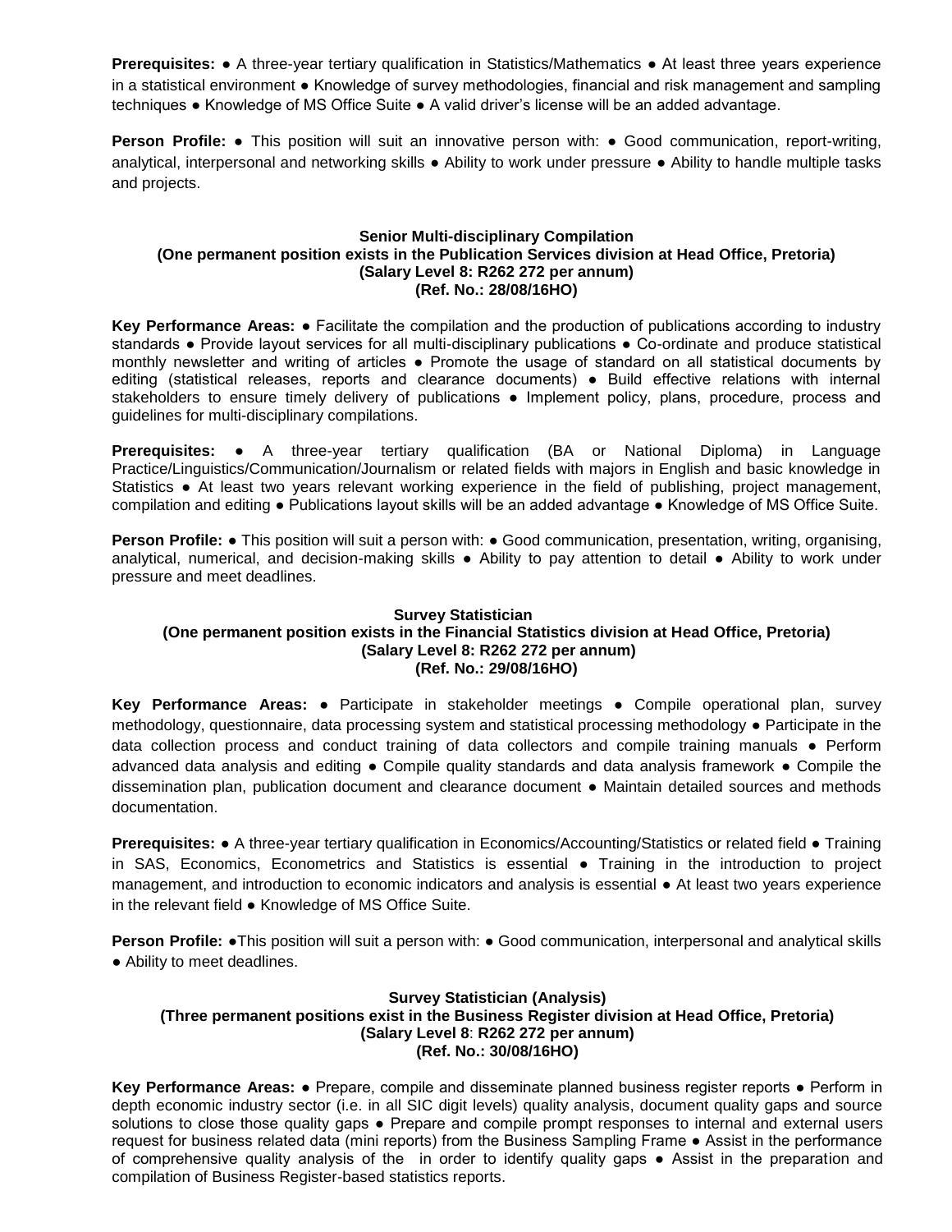**Prerequisites:** ● A three-year tertiary qualification in Statistics/Mathematics ● At least three years experience in a statistical environment ● Knowledge of survey methodologies, financial and risk management and sampling techniques ● Knowledge of MS Office Suite ● A valid driver's license will be an added advantage.

**Person Profile:** ● This position will suit an innovative person with: ● Good communication, report-writing, analytical, interpersonal and networking skills ● Ability to work under pressure ● Ability to handle multiple tasks and projects.

**Senior Multi-disciplinary Compilation**
**(One permanent position exists in the Publication Services division at Head Office, Pretoria)**
**(Salary Level 8: R262 272 per annum)**
**(Ref. No.: 28/08/16HO)**

**Key Performance Areas:** ● Facilitate the compilation and the production of publications according to industry standards ● Provide layout services for all multi-disciplinary publications ● Co-ordinate and produce statistical monthly newsletter and writing of articles ● Promote the usage of standard on all statistical documents by editing (statistical releases, reports and clearance documents) ● Build effective relations with internal stakeholders to ensure timely delivery of publications ● Implement policy, plans, procedure, process and guidelines for multi-disciplinary compilations.

**Prerequisites:** ● A three-year tertiary qualification (BA or National Diploma) in Language Practice/Linguistics/Communication/Journalism or related fields with majors in English and basic knowledge in Statistics ● At least two years relevant working experience in the field of publishing, project management, compilation and editing ● Publications layout skills will be an added advantage ● Knowledge of MS Office Suite.

**Person Profile:** ● This position will suit a person with: ● Good communication, presentation, writing, organising, analytical, numerical, and decision-making skills ● Ability to pay attention to detail ● Ability to work under pressure and meet deadlines.

**Survey Statistician**
**(One permanent position exists in the Financial Statistics division at Head Office, Pretoria)**
**(Salary Level 8: R262 272 per annum)**
**(Ref. No.: 29/08/16HO)**

**Key Performance Areas:** ● Participate in stakeholder meetings ● Compile operational plan, survey methodology, questionnaire, data processing system and statistical processing methodology ● Participate in the data collection process and conduct training of data collectors and compile training manuals ● Perform advanced data analysis and editing ● Compile quality standards and data analysis framework ● Compile the dissemination plan, publication document and clearance document ● Maintain detailed sources and methods documentation.

**Prerequisites:** ● A three-year tertiary qualification in Economics/Accounting/Statistics or related field ● Training in SAS, Economics, Econometrics and Statistics is essential ● Training in the introduction to project management, and introduction to economic indicators and analysis is essential ● At least two years experience in the relevant field ● Knowledge of MS Office Suite.

**Person Profile:** ●This position will suit a person with: ● Good communication, interpersonal and analytical skills ● Ability to meet deadlines.

**Survey Statistician (Analysis)**
**(Three permanent positions exist in the Business Register division at Head Office, Pretoria)**
**(Salary Level 8: R262 272 per annum)**
**(Ref. No.: 30/08/16HO)**

**Key Performance Areas:** ● Prepare, compile and disseminate planned business register reports ● Perform in depth economic industry sector (i.e. in all SIC digit levels) quality analysis, document quality gaps and source solutions to close those quality gaps ● Prepare and compile prompt responses to internal and external users request for business related data (mini reports) from the Business Sampling Frame ● Assist in the performance of comprehensive quality analysis of the in order to identify quality gaps ● Assist in the preparation and compilation of Business Register-based statistics reports.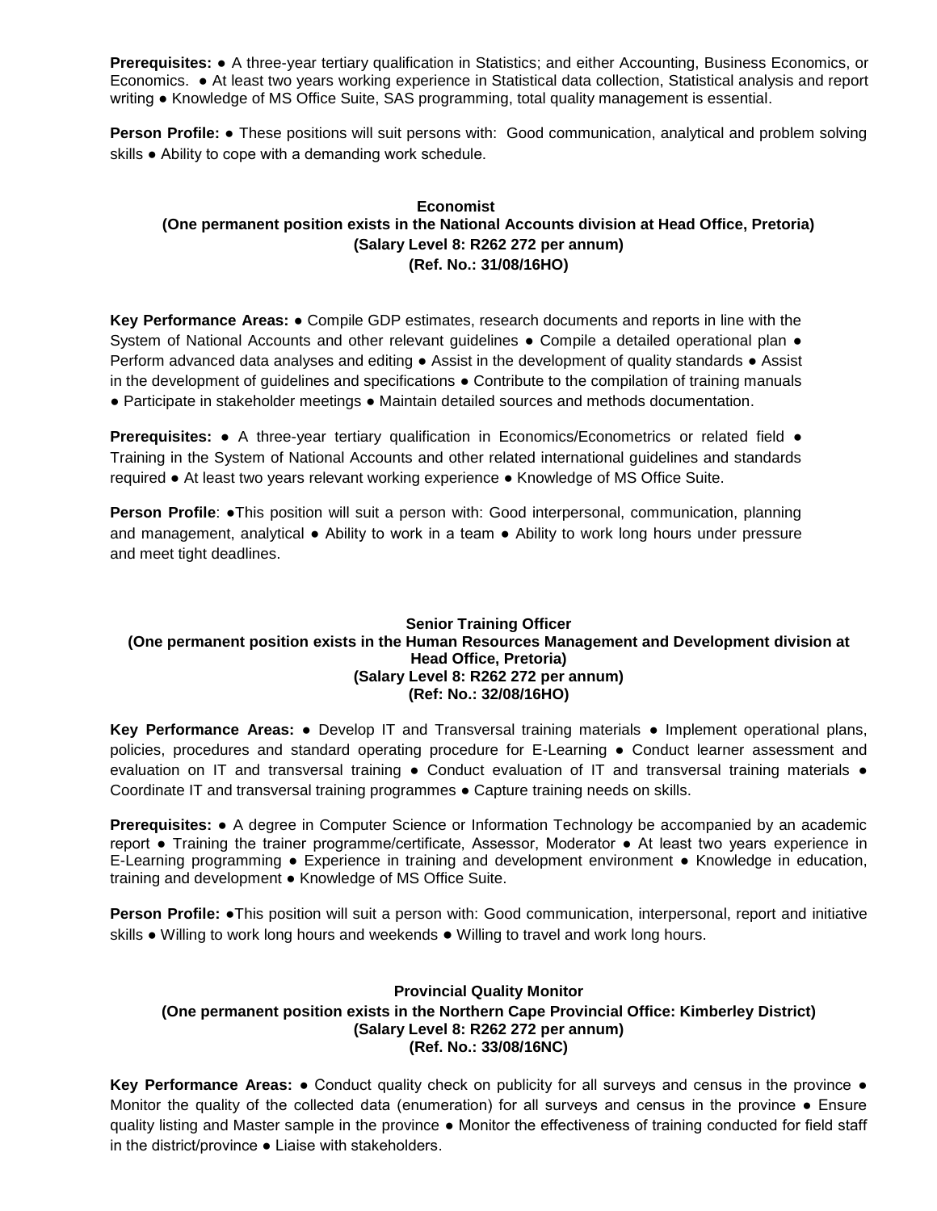**Prerequisites:** ● A three-year tertiary qualification in Statistics; and either Accounting, Business Economics, or Economics. ● At least two years working experience in Statistical data collection, Statistical analysis and report writing ● Knowledge of MS Office Suite, SAS programming, total quality management is essential.

**Person Profile:** ● These positions will suit persons with: Good communication, analytical and problem solving skills ● Ability to cope with a demanding work schedule.

**Economist**
**(One permanent position exists in the National Accounts division at Head Office, Pretoria)**
**(Salary Level 8: R262 272 per annum)**
**(Ref. No.: 31/08/16HO)**

**Key Performance Areas:** ● Compile GDP estimates, research documents and reports in line with the System of National Accounts and other relevant guidelines ● Compile a detailed operational plan ● Perform advanced data analyses and editing ● Assist in the development of quality standards ● Assist in the development of guidelines and specifications ● Contribute to the compilation of training manuals ● Participate in stakeholder meetings ● Maintain detailed sources and methods documentation.

**Prerequisites:** ● A three-year tertiary qualification in Economics/Econometrics or related field ● Training in the System of National Accounts and other related international guidelines and standards required ● At least two years relevant working experience ● Knowledge of MS Office Suite.

**Person Profile**: ●This position will suit a person with: Good interpersonal, communication, planning and management, analytical ● Ability to work in a team ● Ability to work long hours under pressure and meet tight deadlines.

**Senior Training Officer**
**(One permanent position exists in the Human Resources Management and Development division at Head Office, Pretoria)**
**(Salary Level 8: R262 272 per annum)**
**(Ref: No.: 32/08/16HO)**

**Key Performance Areas:** ● Develop IT and Transversal training materials ● Implement operational plans, policies, procedures and standard operating procedure for E-Learning ● Conduct learner assessment and evaluation on IT and transversal training ● Conduct evaluation of IT and transversal training materials ● Coordinate IT and transversal training programmes ● Capture training needs on skills.

**Prerequisites:** ● A degree in Computer Science or Information Technology be accompanied by an academic report ● Training the trainer programme/certificate, Assessor, Moderator ● At least two years experience in E-Learning programming ● Experience in training and development environment ● Knowledge in education, training and development ● Knowledge of MS Office Suite.

**Person Profile:** ●This position will suit a person with: Good communication, interpersonal, report and initiative skills ● Willing to work long hours and weekends ● Willing to travel and work long hours.

**Provincial Quality Monitor**
**(One permanent position exists in the Northern Cape Provincial Office: Kimberley District)**
**(Salary Level 8: R262 272 per annum)**
**(Ref. No.: 33/08/16NC)**

**Key Performance Areas:** ● Conduct quality check on publicity for all surveys and census in the province ● Monitor the quality of the collected data (enumeration) for all surveys and census in the province ● Ensure quality listing and Master sample in the province ● Monitor the effectiveness of training conducted for field staff in the district/province ● Liaise with stakeholders.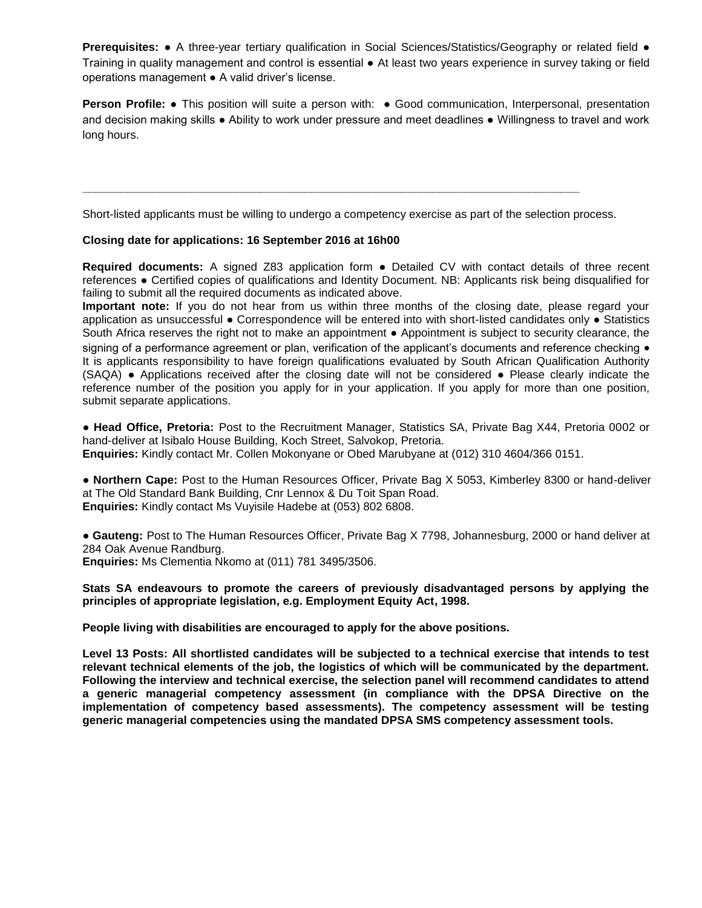**Prerequisites:** ● A three-year tertiary qualification in Social Sciences/Statistics/Geography or related field ● Training in quality management and control is essential ● At least two years experience in survey taking or field operations management ● A valid driver's license.

**Person Profile:** ● This position will suite a person with: ● Good communication, Interpersonal, presentation and decision making skills ● Ability to work under pressure and meet deadlines ● Willingness to travel and work long hours.

---

Short-listed applicants must be willing to undergo a competency exercise as part of the selection process.

**Closing date for applications: 16 September 2016 at 16h00**

**Required documents:** A signed Z83 application form ● Detailed CV with contact details of three recent references ● Certified copies of qualifications and Identity Document. NB: Applicants risk being disqualified for failing to submit all the required documents as indicated above.

**Important note:** If you do not hear from us within three months of the closing date, please regard your application as unsuccessful ● Correspondence will be entered into with short-listed candidates only ● Statistics South Africa reserves the right not to make an appointment ● Appointment is subject to security clearance, the signing of a performance agreement or plan, verification of the applicant's documents and reference checking ● It is applicants responsibility to have foreign qualifications evaluated by South African Qualification Authority (SAQA) ● Applications received after the closing date will not be considered ● Please clearly indicate the reference number of the position you apply for in your application. If you apply for more than one position, submit separate applications.

● **Head Office, Pretoria:** Post to the Recruitment Manager, Statistics SA, Private Bag X44, Pretoria 0002 or hand-deliver at Isibalo House Building, Koch Street, Salvokop, Pretoria.
**Enquiries:** Kindly contact Mr. Collen Mokonyane or Obed Marubyane at (012) 310 4604/366 0151.

● **Northern Cape:** Post to the Human Resources Officer, Private Bag X 5053, Kimberley 8300 or hand-deliver at The Old Standard Bank Building, Cnr Lennox & Du Toit Span Road.
**Enquiries:** Kindly contact Ms Vuyisile Hadebe at (053) 802 6808.

● **Gauteng:** Post to The Human Resources Officer, Private Bag X 7798, Johannesburg, 2000 or hand deliver at 284 Oak Avenue Randburg.
**Enquiries:** Ms Clementia Nkomo at (011) 781 3495/3506.

**Stats SA endeavours to promote the careers of previously disadvantaged persons by applying the principles of appropriate legislation, e.g. Employment Equity Act, 1998.**

**People living with disabilities are encouraged to apply for the above positions.**

**Level 13 Posts: All shortlisted candidates will be subjected to a technical exercise that intends to test relevant technical elements of the job, the logistics of which will be communicated by the department. Following the interview and technical exercise, the selection panel will recommend candidates to attend a generic managerial competency assessment (in compliance with the DPSA Directive on the implementation of competency based assessments). The competency assessment will be testing generic managerial competencies using the mandated DPSA SMS competency assessment tools.**